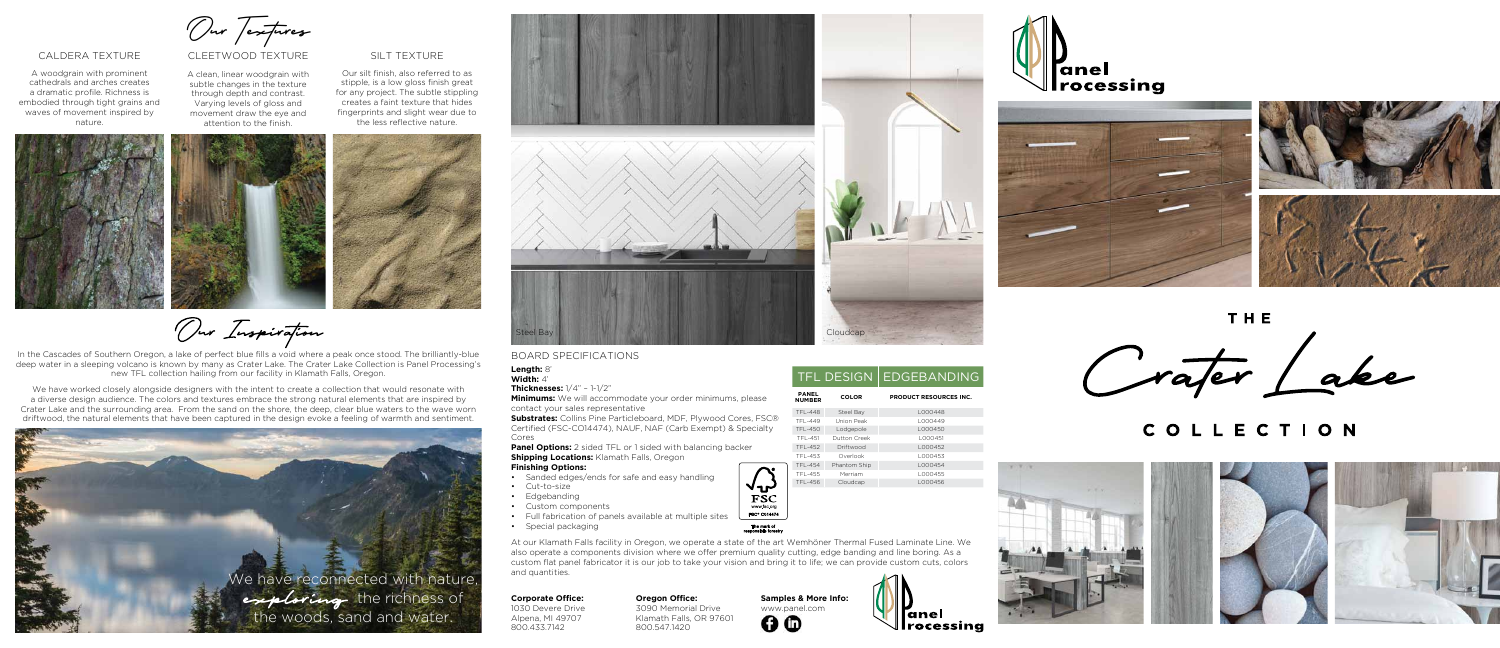# Our Textures

### CALDERA TEXTURE

A woodgrain with prominent cathedrals and arches creates a dramatic profile. Richness is embodied through tight grains and waves of movement inspired by nature.

### CLEETWOOD TEXTURE

A clean, linear woodgrain with subtle changes in the texture through depth and contrast. Varying levels of gloss and movement draw the eye and attention to the finish.

### SILT TEXTURE

Our silt finish, also referred to as stipple, is a low gloss finish great for any project. The subtle stippling creates a faint texture that hides fingerprints and slight wear due to the less reflective nature.

# Our Inspiration

In the Cascades of Southern Oregon, a lake of perfect blue fills a void where a peak once stood. The brilliantly-blue deep water in a sleeping volcano is known by many as Crater Lake. The Crater Lake Collection is Panel Processing's new TFL collection hailing from our facility in Klamath Falls, Oregon.

We have worked closely alongside designers with the intent to create a collection that would resonate with a diverse design audience. The colors and textures embrace the strong natural elements that are inspired by Crater Lake and the surrounding area. From the sand on the shore, the deep, clear blue waters to the wave worn driftwood, the natural elements that have been captured in the design evoke a feeling of warmth and sentiment.

We have reconnected with nature, *exploring* the richness of the woods, sand and water.

Steel Bay

Cloudcap

## BOARD SPECIFICATIONS

**Length:** 8'

**Width:** 4'

**Thicknesses:** 1/4" - 1-1/2"

**Minimums:** We will accommodate your order minimums, please contact your sales representative

**Substrates:** Collins Pine Particleboard, MDF, Plywood Cores, FSC® Certified (FSC-C014474), NAUF, NAF (Carb Exempt) & Specialty Cores

**Panel Options:** 2 sided TFL or 1 sided with balancing backer

**Shipping Locations:** Klamath Falls, Oregon

**Finishing Options:**

- Sanded edges/ends for safe and easy handling
- Cut-to-size
- Edgebanding
- Custom components
- Full fabrication of panels available at multiple sites
- Special packaging

FSC www.fsc.org FSC® C014474 The mark of responsible forestry

| TFL DESIGN | | EDGEBANDING |
|---|---|---|
| PANEL NUMBER | COLOR | PRODUCT RESOURCES INC. |
| TFL-448 | Steel Bay | L000448 |
| TFL-449 | Union Peak | L000449 |
| TFL-450 | Lodgepole | L000450 |
| TFL-451 | Dutton Creek | L000451 |
| TFL-452 | Driftwood | L000452 |
| TFL-453 | Overlook | L000453 |
| TFL-454 | Phantom Ship | L000454 |
| TFL-455 | Merriam | L000455 |
| TFL-456 | Cloudcap | L000456 |

At our Klamath Falls facility in Oregon, we operate a state of the art Wemhöner Thermal Fused Laminate Line. We also operate a components division where we offer premium quality cutting, edge banding and line boring. As a custom flat panel fabricator it is our job to take your vision and bring it to life; we can provide custom cuts, colors and quantities.

**Corporate Office:**
1030 Devere Drive
Alpena, MI 49707
800.433.7142

**Oregon Office:**
3090 Memorial Drive
Klamath Falls, OR 97601
800.547.1420

**Samples & More Info:**
www.panel.com

Panel Processing

Panel Processing

# THE Crater Lake COLLECTION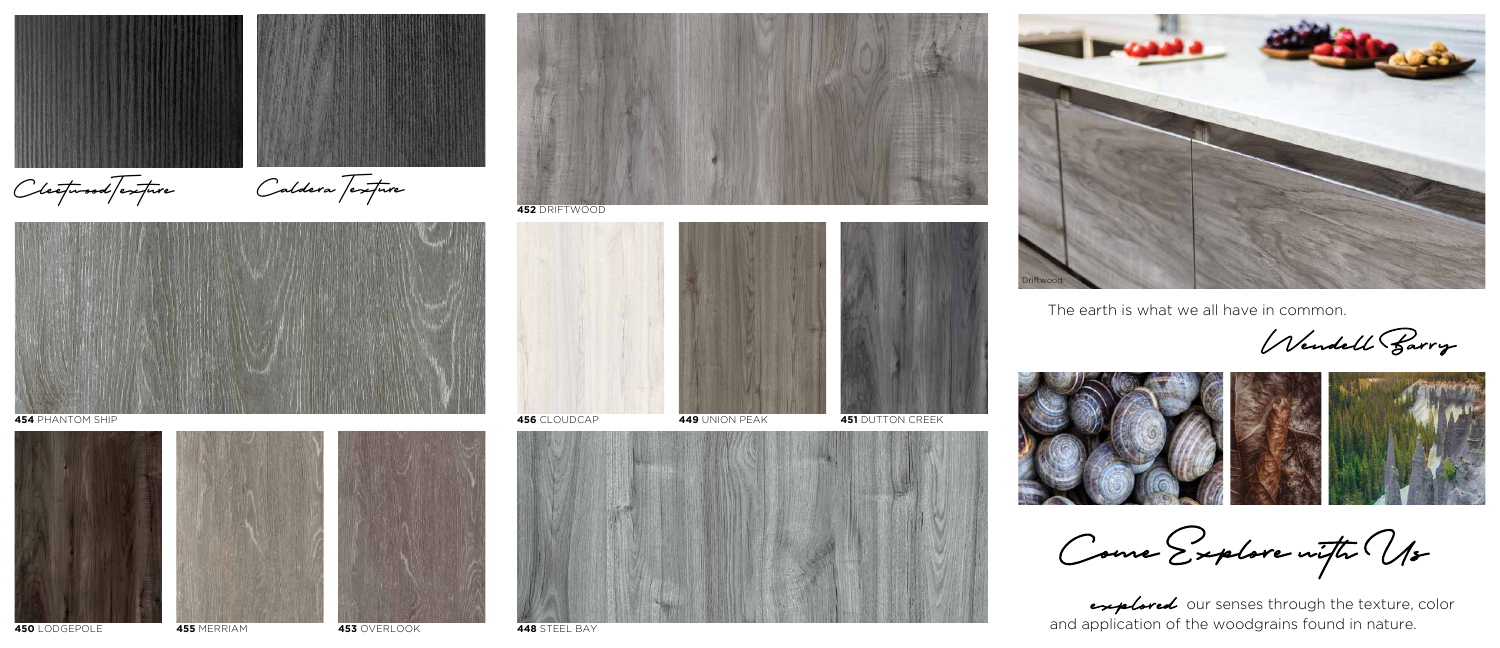Cleftwood Texture

Caldera Texture

**454** PHANTOM SHIP

**450** LODGEPOLE

**455** MERRIAM

**453** OVERLOOK

**452** DRIFTWOOD

**456** CLOUDCAP

**449** UNION PEAK

**451** DUTTON CREEK

**448** STEEL BAY

Driftwood

The earth is what we all have in common.

Wendell Barry

Come Explore with Us

***explored*** our senses through the texture, color and application of the woodgrains found in nature.